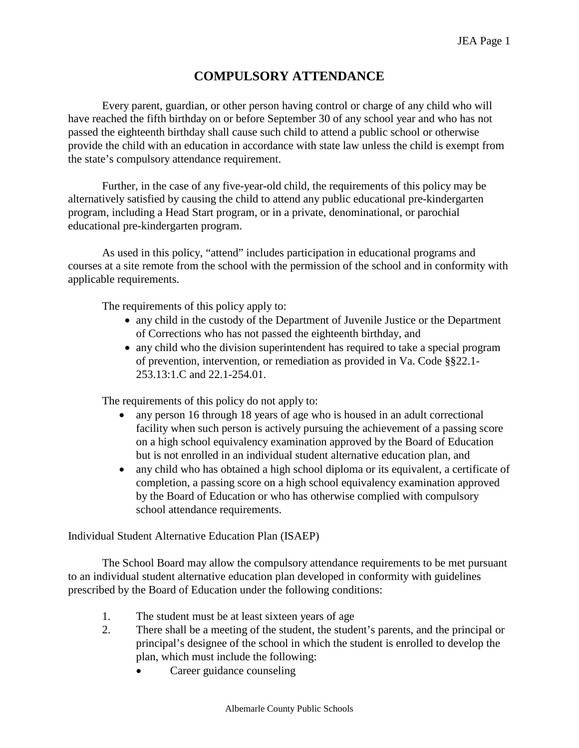# COMPULSORY ATTENDANCE

Every parent, guardian, or other person having control or charge of any child who will have reached the fifth birthday on or before September 30 of any school year and who has not passed the eighteenth birthday shall cause such child to attend a public school or otherwise provide the child with an education in accordance with state law unless the child is exempt from the state's compulsory attendance requirement.

Further, in the case of any five-year-old child, the requirements of this policy may be alternatively satisfied by causing the child to attend any public educational pre-kindergarten program, including a Head Start program, or in a private, denominational, or parochial educational pre-kindergarten program.

As used in this policy, "attend" includes participation in educational programs and courses at a site remote from the school with the permission of the school and in conformity with applicable requirements.

The requirements of this policy apply to:

- any child in the custody of the Department of Juvenile Justice or the Department of Corrections who has not passed the eighteenth birthday, and
- any child who the division superintendent has required to take a special program of prevention, intervention, or remediation as provided in Va. Code §§22.1-253.13:1.C and 22.1-254.01.

The requirements of this policy do not apply to:

- any person 16 through 18 years of age who is housed in an adult correctional facility when such person is actively pursuing the achievement of a passing score on a high school equivalency examination approved by the Board of Education but is not enrolled in an individual student alternative education plan, and
- any child who has obtained a high school diploma or its equivalent, a certificate of completion, a passing score on a high school equivalency examination approved by the Board of Education or who has otherwise complied with compulsory school attendance requirements.

Individual Student Alternative Education Plan (ISAEP)

The School Board may allow the compulsory attendance requirements to be met pursuant to an individual student alternative education plan developed in conformity with guidelines prescribed by the Board of Education under the following conditions:

1. The student must be at least sixteen years of age
2. There shall be a meeting of the student, the student's parents, and the principal or principal's designee of the school in which the student is enrolled to develop the plan, which must include the following:
   - Career guidance counseling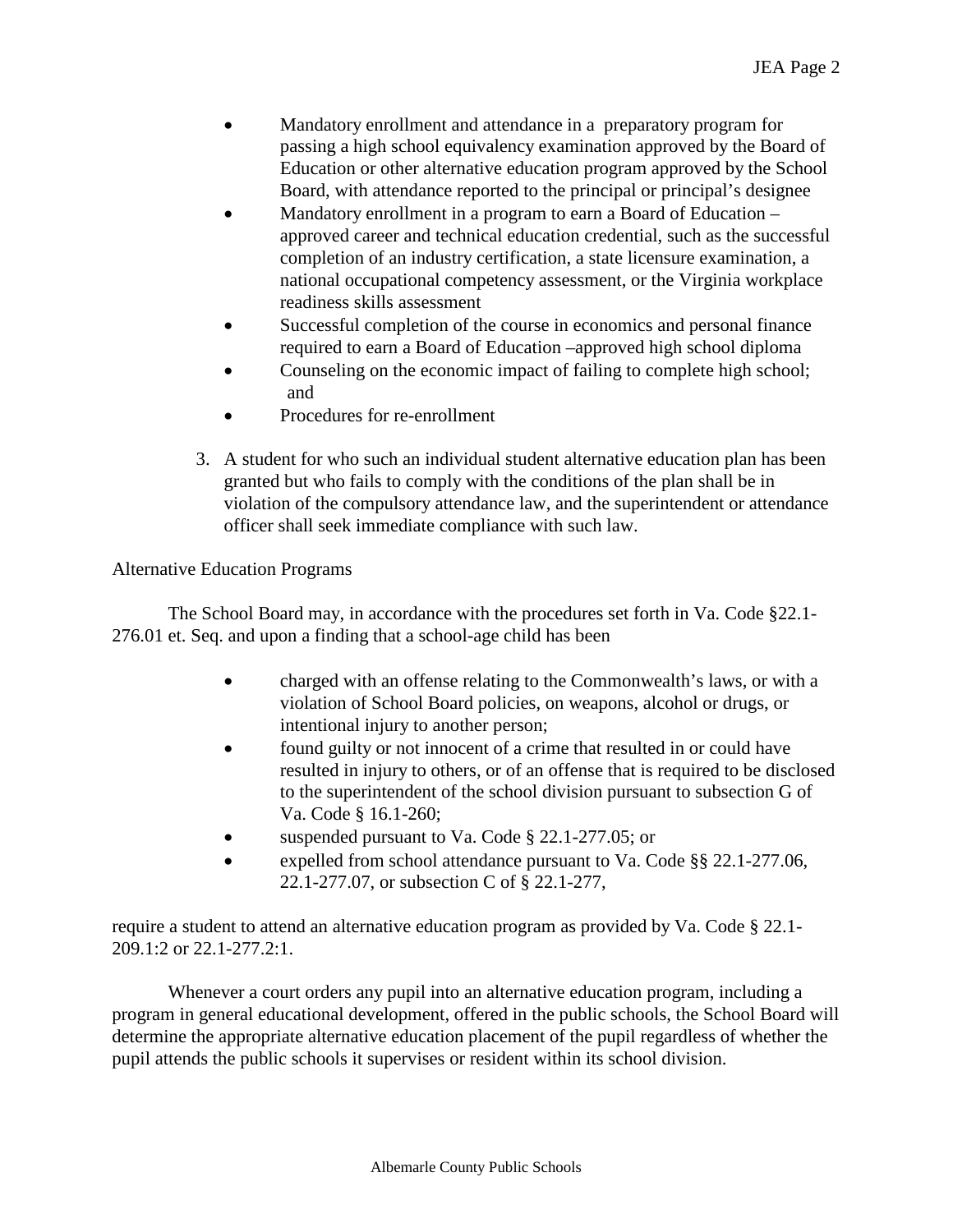- Mandatory enrollment and attendance in a preparatory program for passing a high school equivalency examination approved by the Board of Education or other alternative education program approved by the School Board, with attendance reported to the principal or principal's designee
- Mandatory enrollment in a program to earn a Board of Education – approved career and technical education credential, such as the successful completion of an industry certification, a state licensure examination, a national occupational competency assessment, or the Virginia workplace readiness skills assessment
- Successful completion of the course in economics and personal finance required to earn a Board of Education –approved high school diploma
- Counseling on the economic impact of failing to complete high school; and
- Procedures for re-enrollment

3. A student for who such an individual student alternative education plan has been granted but who fails to comply with the conditions of the plan shall be in violation of the compulsory attendance law, and the superintendent or attendance officer shall seek immediate compliance with such law.

Alternative Education Programs

The School Board may, in accordance with the procedures set forth in Va. Code §22.1-276.01 et. Seq. and upon a finding that a school-age child has been

- charged with an offense relating to the Commonwealth's laws, or with a violation of School Board policies, on weapons, alcohol or drugs, or intentional injury to another person;
- found guilty or not innocent of a crime that resulted in or could have resulted in injury to others, or of an offense that is required to be disclosed to the superintendent of the school division pursuant to subsection G of Va. Code § 16.1-260;
- suspended pursuant to Va. Code § 22.1-277.05; or
- expelled from school attendance pursuant to Va. Code §§ 22.1-277.06, 22.1-277.07, or subsection C of § 22.1-277,

require a student to attend an alternative education program as provided by Va. Code § 22.1-209.1:2 or 22.1-277.2:1.

Whenever a court orders any pupil into an alternative education program, including a program in general educational development, offered in the public schools, the School Board will determine the appropriate alternative education placement of the pupil regardless of whether the pupil attends the public schools it supervises or resident within its school division.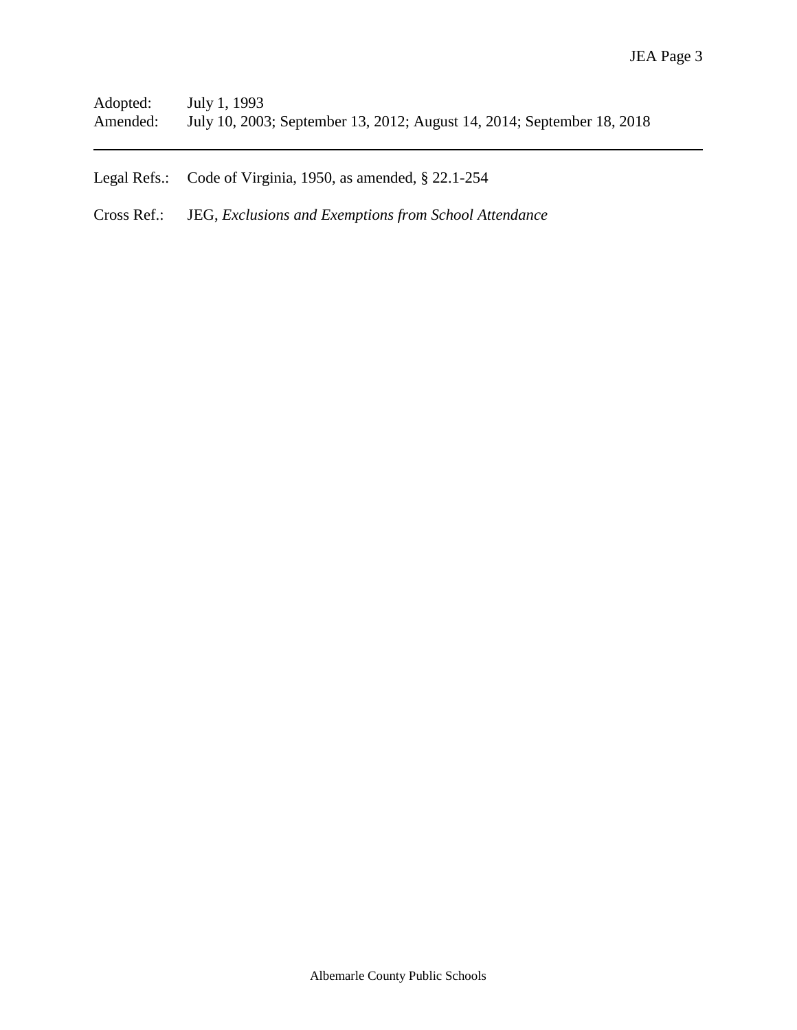Adopted: July 1, 1993
Amended: July 10, 2003; September 13, 2012; August 14, 2014; September 18, 2018

---

Legal Refs.: Code of Virginia, 1950, as amended, § 22.1-254

Cross Ref.: JEG, *Exclusions and Exemptions from School Attendance*